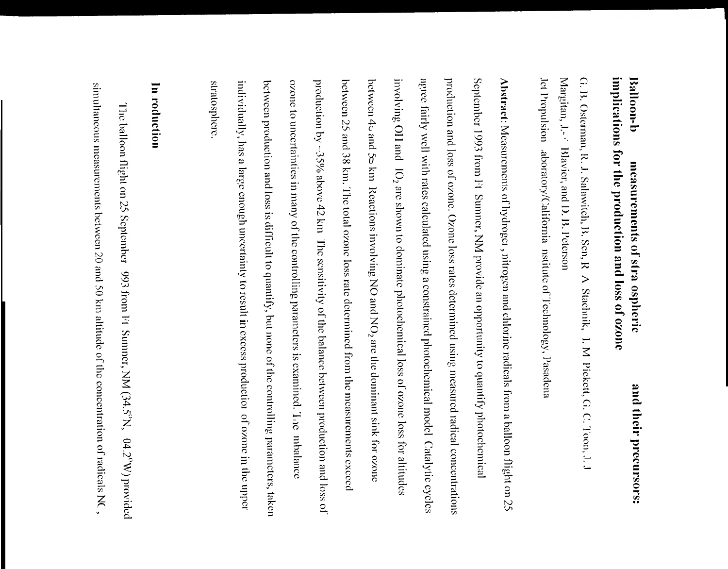# Balloon-b measurements of stra ospheric and their precursors: implications for the production and loss of ozone

G. B. Osterman, R. J. Salawitch, B. Sen, R A Stachnik, I. M Pickett, G. C. Toon, J. J Margitan, J.-F Blavier, and D. B. Peterson

Jet Propulsion aboratory/California nstitute of Technology, Pasadena

**Abstract**: Measurements of hydroger, nitrogen and chlorine radicals from a balloon flight on 25 September 1993 from Ft Sumner, NM provide an opportunity to quantify photochemical production and loss of ozone. Ozone loss rates determined using measured radical concentrations agree fairly well with rates calculated using a constrained photochemical model Catalytic cycles involving OH and $HO_2$ are shown to dominate photochemical loss of ozone loss for altitudes between 4o and 50 km Reactions involving NO and $NO_2$ are the dominant sink for ozone between 25 and 38 km. The total ozone loss rate determined from the measurements exceed production by ~35% above 42 km The sensitivity of the balance between production and loss of ozone to uncertainties in many of the controlling parameters is examined. The nbalance between production and loss is difficult to quantify, but none of the controlling parameters, taken individually, has a large enough uncertainty to result in excess productior of ozone in the upper stratosphere.

## In roduction

The balloon flight on 25 September 993 from Ft Sumner, NM (34.5°N, 04.2°W) provided simultaneous measurements between 20 and 50 km altitude of the concentration of radicals NC ,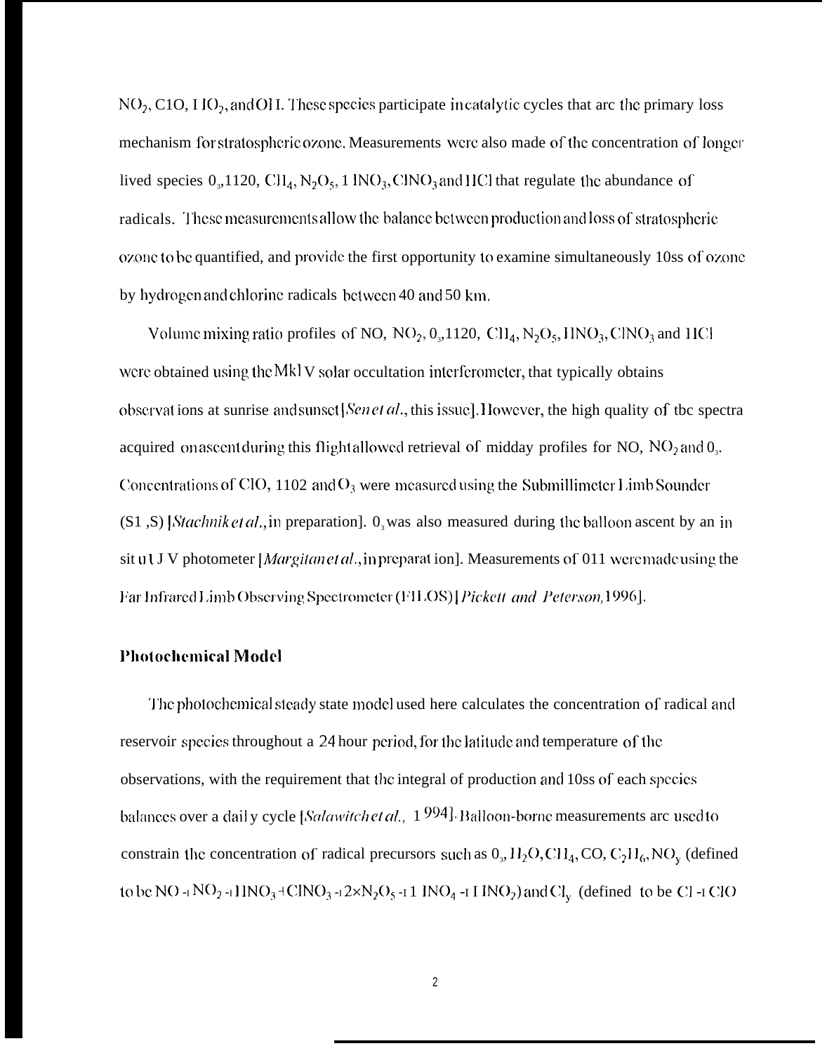$NO_2$, ClO, $HO_2$, and OH. These species participate in catalytic cycles that are the primary loss mechanism for stratospheric ozone. Measurements were also made of the concentration of longer lived species $O_3$, $H_2O$, $CH_4$, $N_2O_5$, $HNO_3$, $ClNO_3$ and HCl that regulate the abundance of radicals. These measurements allow the balance between production and loss of stratospheric ozone to be quantified, and provide the first opportunity to examine simultaneously loss of ozone by hydrogen and chlorine radicals between 40 and 50 km.

Volume mixing ratio profiles of NO, $NO_2$, $O_3$, $H_2O$, $CH_4$, $N_2O_5$, $HNO_3$, $ClNO_3$ and HCl were obtained using the MkIV solar occultation interferometer, that typically obtains observations at sunrise and sunset [*Sen et al.*, this issue]. However, the high quality of the spectra acquired on ascent during this flight allowed retrieval of midday profiles for NO, $NO_2$ and $O_3$. Concentrations of ClO, $HO_2$ and $O_3$ were measured using the Submillimeter Limb Sounder (SLS) [*Stachnik et al.*, in preparation]. $O_3$ was also measured during the balloon ascent by an in situ UV photometer [*Margitan et al.*, in preparation]. Measurements of OH were made using the Far Infrared Limb Observing Spectrometer (FILOS) [*Pickett and Peterson*, 1996].

## Photochemical Model

The photochemical steady state model used here calculates the concentration of radical and reservoir species throughout a 24 hour period, for the latitude and temperature of the observations, with the requirement that the integral of production and loss of each species balances over a daily cycle [*Salawitch et al.*, 1994]. Balloon-borne measurements are used to constrain the concentration of radical precursors such as $O_3$, $H_2O$, $CH_4$, CO, $C_2H_6$, $NO_y$ (defined to be NO + $NO_2$ + $HNO_3$ + $ClNO_3$ + $2 \times N_2O_5$ + $HNO_4$ + $HNO_2$) and $Cl_y$ (defined to be Cl + ClO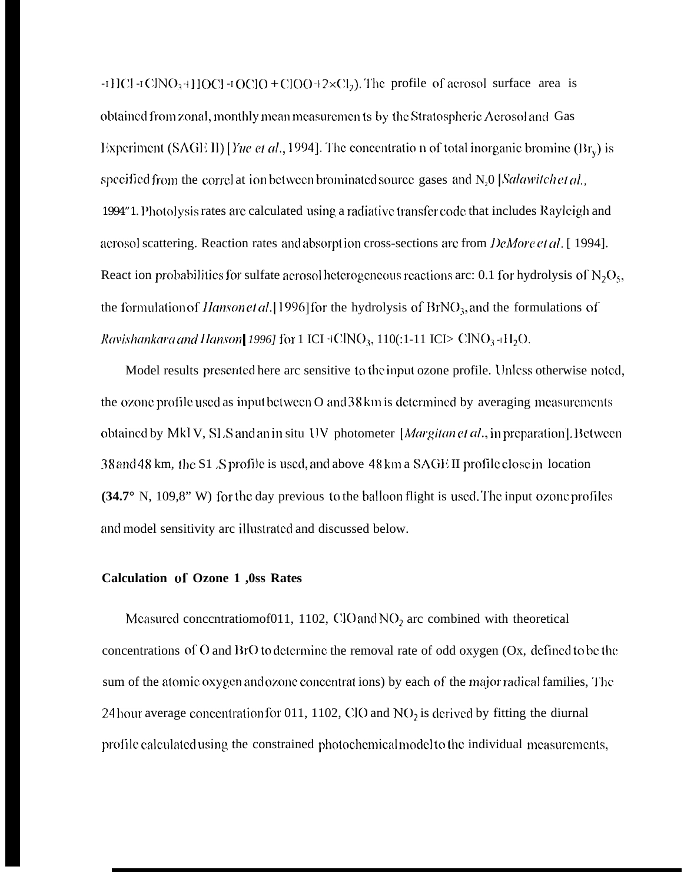+ $HCl$ + $ClNO_3$ + $HOCl$ + $OClO$ + $ClOO$ + $2 \times Cl_2$). The profile of aerosol surface area is obtained from zonal, monthly mean measurements by the Stratospheric Aerosol and Gas Experiment (SAGE II) [*Yue et al.*, 1994]. The concentration of total inorganic bromine ($Br_y$) is specified from the correlation between brominated source gases and $N_2O$ [*Salawitch et al.*, 1994]. Photolysis rates are calculated using a radiative transfer code that includes Rayleigh and aerosol scattering. Reaction rates and absorption cross-sections are from *DeMore et al.* [1994]. Reaction probabilities for sulfate aerosol heterogeneous reactions are: 0.1 for hydrolysis of $N_2O_5$, the formulation of *Hanson et al.* [1996] for the hydrolysis of $BrNO_3$, and the formulations of *Ravishankara and Hanson* [1996] for $HCl$ + $ClNO_3$, $HOCl$ + $HCl$ > $ClNO_3$ + $H_2O$.

Model results presented here are sensitive to the input ozone profile. Unless otherwise noted, the ozone profile used as input between 0 and 38 km is determined by averaging measurements obtained by MkIV, SLS and an in situ UV photometer [*Margitan et al.*, in preparation]. Between 38 and 48 km, the SLS profile is used, and above 48 km a SAGE II profile close in location (34.7° N, 109.8° W) for the day previous to the balloon flight is used. The input ozone profiles and model sensitivity are illustrated and discussed below.

**Calculation of Ozone Loss Rates**

Measured concentrations of OH, $HO_2$, ClO and $NO_2$ are combined with theoretical concentrations of O and BrO to determine the removal rate of odd oxygen (Ox, defined to be the sum of the atomic oxygen and ozone concentrations) by each of the major radical families. The 24 hour average concentration for OH, $HO_2$, ClO and $NO_2$ is derived by fitting the diurnal profile calculated using the constrained photochemical model to the individual measurements,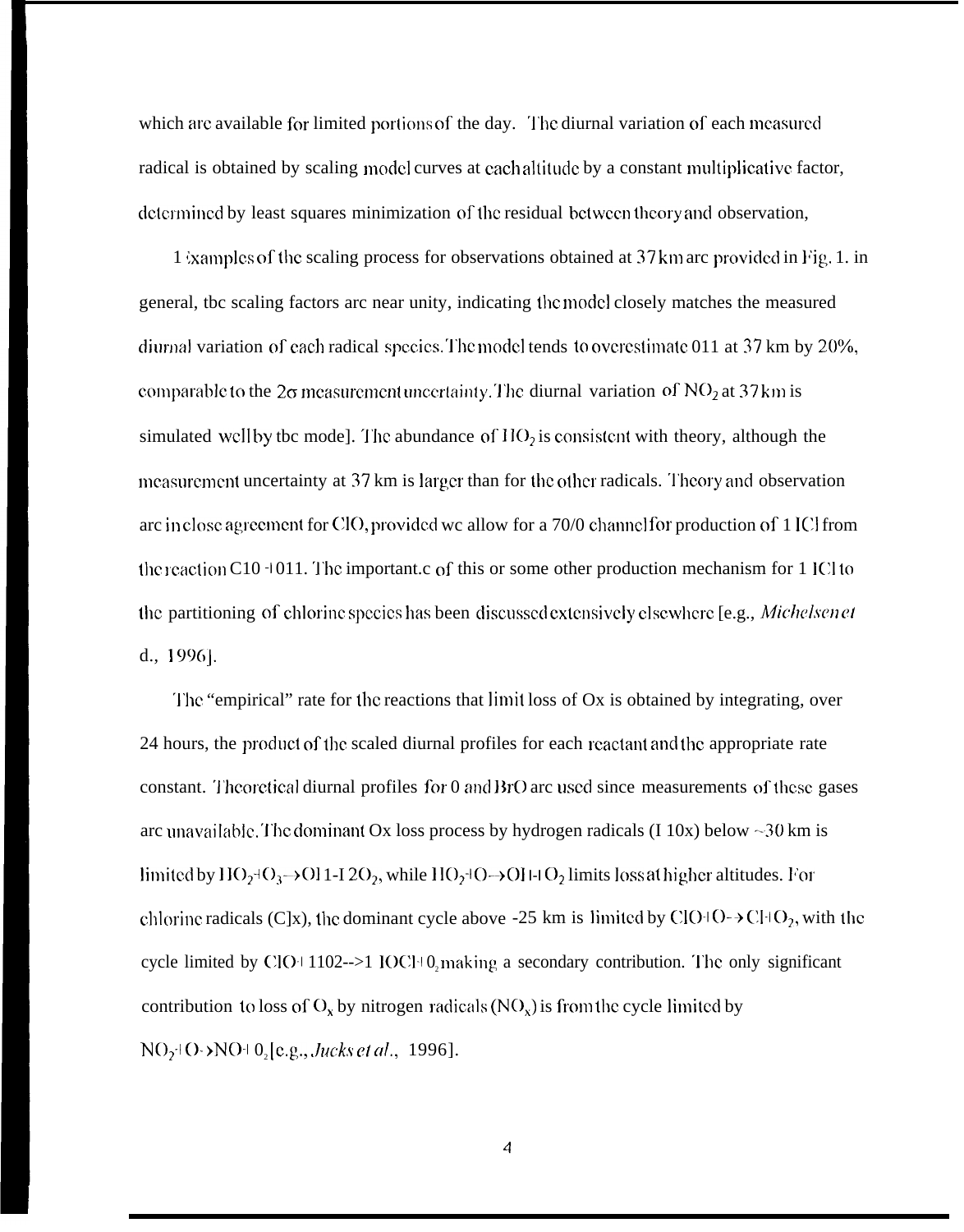which are available for limited portions of the day. The diurnal variation of each measured radical is obtained by scaling model curves at each altitude by a constant multiplicative factor, determined by least squares minimization of the residual between theory and observation,

Examples of the scaling process for observations obtained at 37 km are provided in Fig. 1. in general, the scaling factors are near unity, indicating the model closely matches the measured diurnal variation of each radical species. The model tends to overestimate OH at 37 km by 20%, comparable to the $2\sigma$ measurement uncertainty. The diurnal variation of $NO_2$ at 37 km is simulated well by the model. The abundance of $HO_2$ is consistent with theory, although the measurement uncertainty at 37 km is larger than for the other radicals. Theory and observation are in close agreement for ClO, provided we allow for a 7% channel for production of HCl from the reaction ClO + OH. The importance of this or some other production mechanism for HCl to the partitioning of chlorine species has been discussed extensively elsewhere [e.g., *Michelsen et al.*, 1996].

The "empirical" rate for the reactions that limit loss of Ox is obtained by integrating, over 24 hours, the product of the scaled diurnal profiles for each reactant and the appropriate rate constant. Theoretical diurnal profiles for O and BrO are used since measurements of these gases are unavailable. The dominant Ox loss process by hydrogen radicals (HOx) below ~30 km is limited by $HO_2+O_3 \rightarrow OH+2O_2$, while $HO_2+O \rightarrow OH+O_2$ limits loss at higher altitudes. For chlorine radicals (ClOx), the dominant cycle above ~25 km is limited by $ClO+O \rightarrow Cl+O_2$, with the cycle limited by $ClO+HO_2 \rightarrow HOCl+O_2$ making a secondary contribution. The only significant contribution to loss of $O_x$ by nitrogen radicals ($NO_x$) is from the cycle limited by $NO_2+O \rightarrow NO+O_2$ [e.g., *Jucks et al.*, 1996].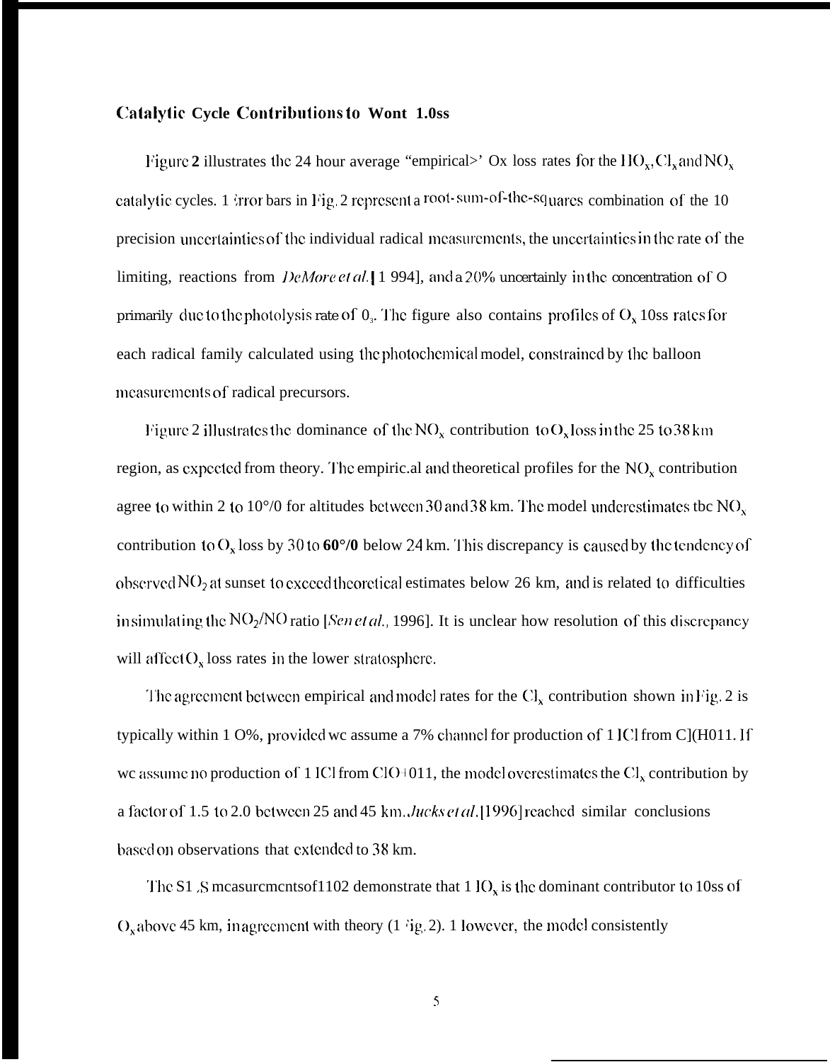### Catalytic Cycle Contributions to Wont 1.0ss

Figure **2** illustrates the 24 hour average "empirical>' Ox loss rates for the $HO_x$, $Cl_x$ and $NO_x$ catalytic cycles. Error bars in Fig. 2 represent a root-sum-of-the-squares combination of the 10 precision uncertainties of the individual radical measurements, the uncertainties in the rate of the limiting, reactions from *DeMore et al.* [1 994], and a 20% uncertainly in the concentration of O primarily due to the photolysis rate of $0_3$. The figure also contains profiles of $O_x$ 10ss rates for each radical family calculated using the photochemical model, constrained by the balloon measurements of radical precursors.

Figure 2 illustrates the dominance of the $NO_x$ contribution to $O_x$ loss in the 25 to 38 km region, as expected from theory. The empiric.al and theoretical profiles for the $NO_x$ contribution agree to within 2 to 10°/0 for altitudes between 30 and 38 km. The model underestimates tbc $NO_x$ contribution to $O_x$ loss by 30 to **60°/0** below 24 km. This discrepancy is caused by the tendency of observed $NO_2$ at sunset to exceed theoretical estimates below 26 km, and is related to difficulties in simulating the $NO_2/NO$ ratio [*Sen et al.*, 1996]. It is unclear how resolution of this discrepancy will affect $O_x$ loss rates in the lower stratosphere.

The agreement between empirical and model rates for the $Cl_x$ contribution shown in Fig. 2 is typically within 1 O%, provided wc assume a 7% channel for production of 1 ICl from C](H011. If wc assume no production of 1 ICl from ClO+011, the model overestimates the $Cl_x$ contribution by a factor of 1.5 to 2.0 between 25 and 45 km. *Jucks et al.* [1996] reached similar conclusions based on observations that extended to 38 km.

The S1 ,S measurements of 1102 demonstrate that 1 $IO_x$ is the dominant contributor to 10ss of $O_x$ above 45 km, in agreement with theory (1 ;ig. 2). 1 lowever, the model consistently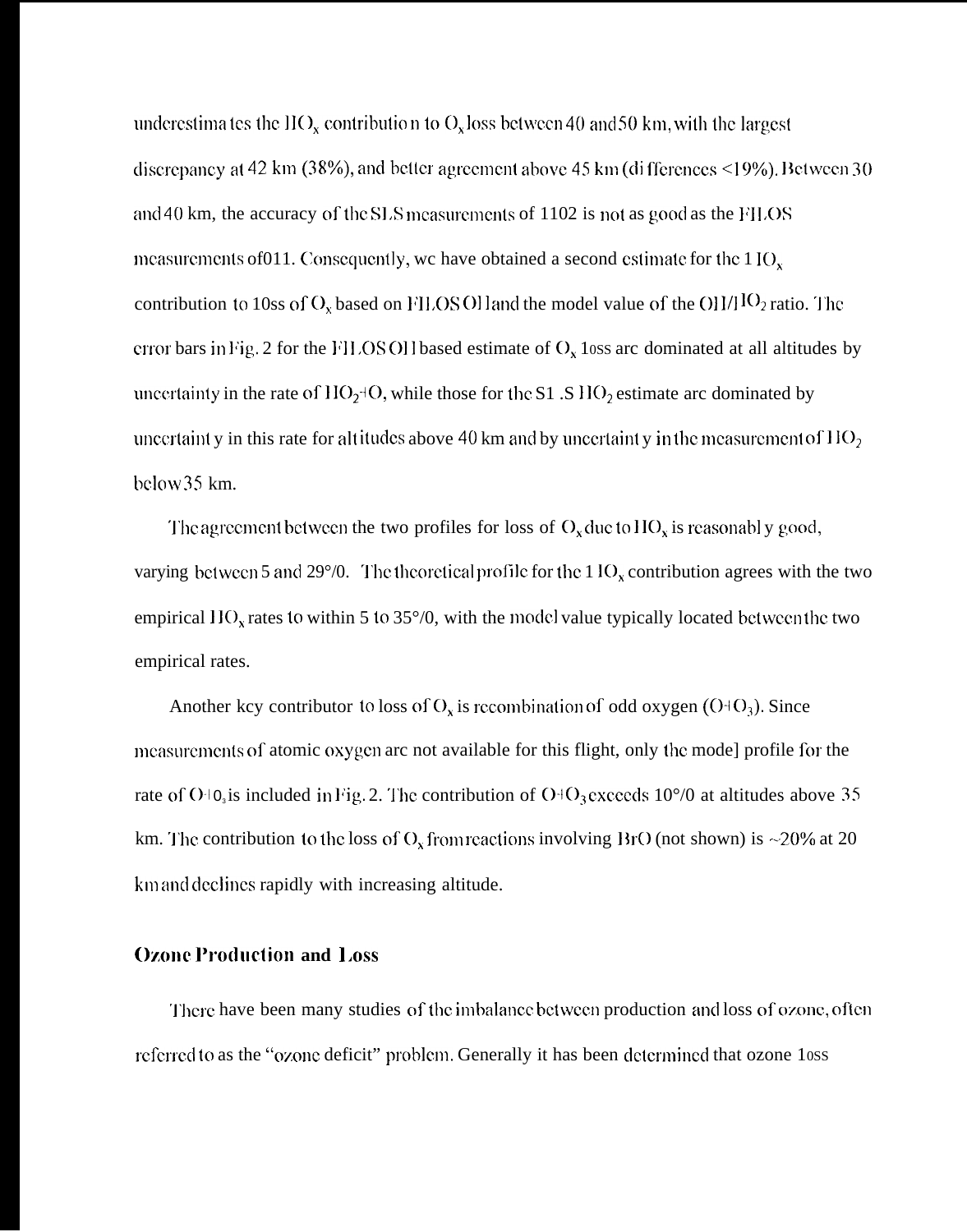underestimates the $HO_x$ contribution to $O_x$ loss between 40 and 50 km, with the largest discrepancy at 42 km (38%), and better agreement above 45 km (differences <19%). Between 30 and 40 km, the accuracy of the SLS measurements of $HO_2$ is not as good as the FILOS measurements of OH. Consequently, we have obtained a second estimate for the $HO_x$ contribution to loss of $O_x$ based on FILOS OH and the model value of the $OH/HO_2$ ratio. The error bars in Fig. 2 for the FILOS OH based estimate of $O_x$ loss are dominated at all altitudes by uncertainty in the rate of $HO_2$+O, while those for the SLS $HO_2$ estimate are dominated by uncertainty in this rate for altitudes above 40 km and by uncertainty in the measurement of $HO_2$ below 35 km.

The agreement between the two profiles for loss of $O_x$ due to $HO_x$ is reasonably good, varying between 5 and 29%. The theoretical profile for the $HO_x$ contribution agrees with the two empirical $HO_x$ rates to within 5 to 35%, with the model value typically located between the two empirical rates.

Another key contributor to loss of $O_x$ is recombination of odd oxygen (O+$O_3$). Since measurements of atomic oxygen are not available for this flight, only the model profile for the rate of O+$O_3$ is included in Fig. 2. The contribution of O+$O_3$ exceeds 10% at altitudes above 35 km. The contribution to the loss of $O_x$ from reactions involving BrO (not shown) is ~20% at 20 km and declines rapidly with increasing altitude.

## Ozone Production and Loss

There have been many studies of the imbalance between production and loss of ozone, often referred to as the "ozone deficit" problem. Generally it has been determined that ozone loss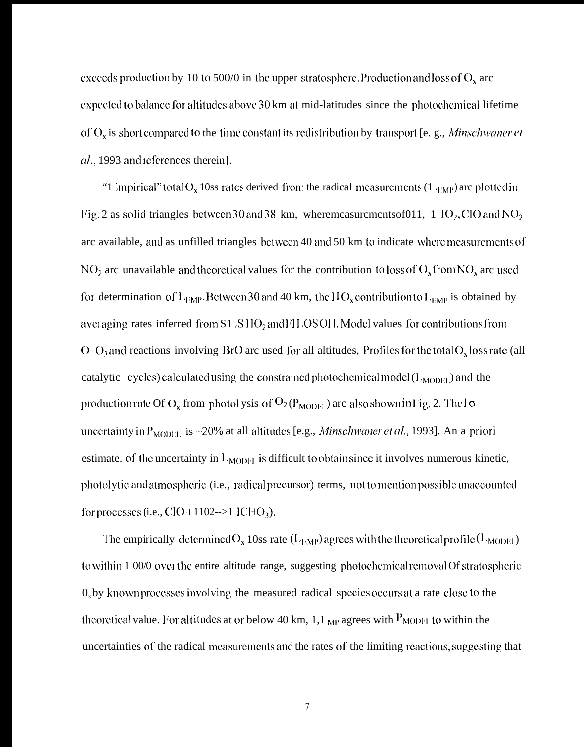exceeds production by 10 to 500/0 in the upper stratosphere. Production and loss of $O_x$ are expected to balance for altitudes above 30 km at mid-latitudes since the photochemical lifetime of $O_x$ is short compared to the time constant its redistribution by transport [e. g., *Minschwaner et al.*, 1993 and references therein].

"Empirical" total $O_x$ loss rates derived from the radical measurements ($L_{EMP}$) are plotted in Fig. 2 as solid triangles between 30 and 38 km, where measurements of OH, $HO_2$, ClO and $NO_2$ are available, and as unfilled triangles between 40 and 50 km to indicate where measurements of $NO_2$ are unavailable and theoretical values for the contribution to loss of $O_x$ from $NO_x$ are used for determination of $L_{EMP}$. Between 30 and 40 km, the $HO_x$ contribution to $L_{EMP}$ is obtained by averaging rates inferred from SLS $HO_2$ and FILOS OH. Model values for contributions from $O+O_3$ and reactions involving BrO are used for all altitudes, Profiles for the total $O_x$ loss rate (all catalytic cycles) calculated using the constrained photochemical model ($L_{MODEL}$) and the production rate Of $O_x$ from photolysis of $O_2$ ($P_{MODEL}$) are also shown in Fig. 2. The $1\sigma$ uncertainty in $P_{MODEL}$ is ~20% at all altitudes [e.g., *Minschwaner et al.*, 1993]. An a priori estimate. of the uncertainty in $L_{MODEL}$ is difficult to obtain since it involves numerous kinetic, photolytic and atmospheric (i.e., radical precursor) terms, not to mention possible unaccounted for processes (i.e., $ClO+HO_2 \rightarrow HCl+O_3$).

The empirically determined $O_x$ loss rate ($L_{EMP}$) agrees with the theoretical profile ($L_{MODEL}$) to within 1 00/0 over the entire altitude range, suggesting photochemical removal Of stratospheric $O_3$ by known processes involving the measured radical species occurs at a rate close to the theoretical value. For altitudes at or below 40 km, $L_{EMP}$ agrees with $P_{MODEL}$ to within the uncertainties of the radical measurements and the rates of the limiting reactions, suggesting that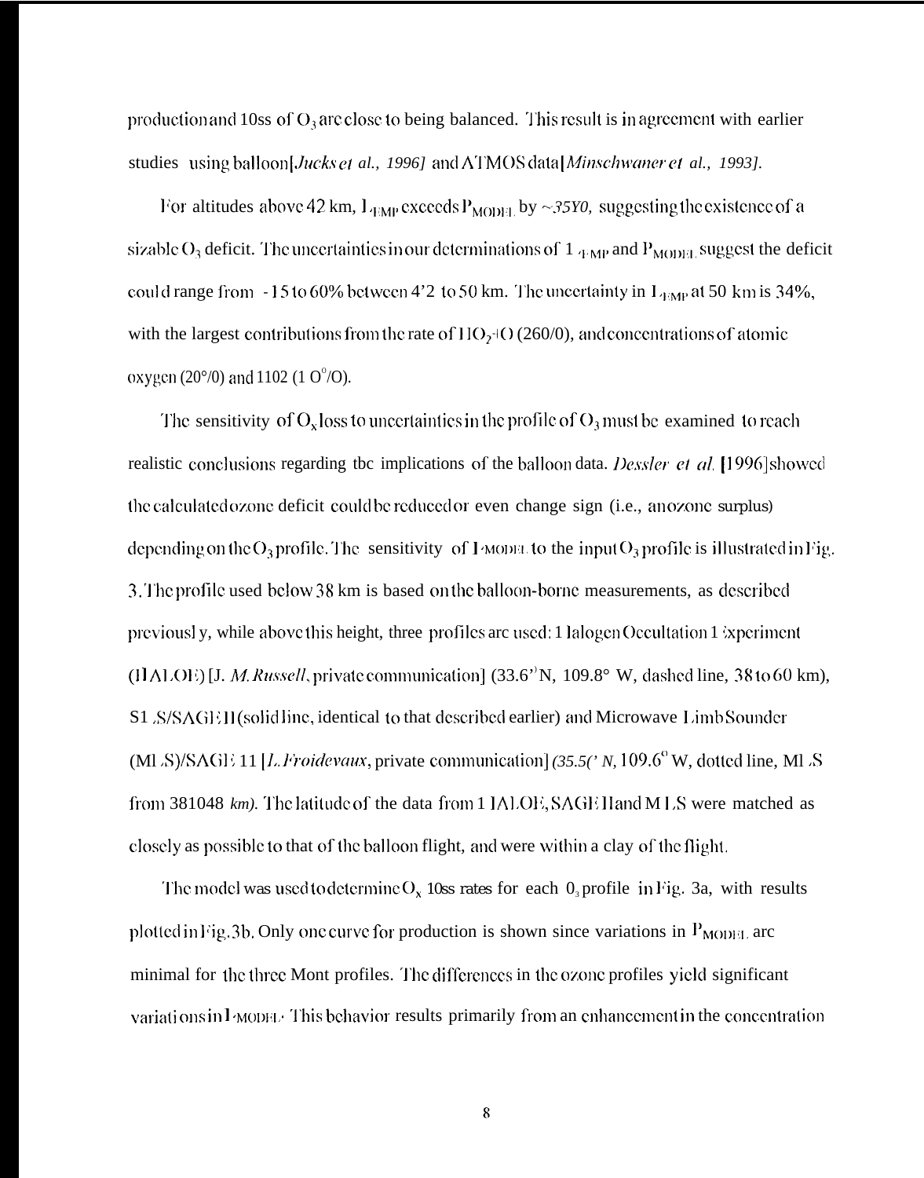production and loss of $O_3$ are close to being balanced. This result is in agreement with earlier studies using balloon [*Jucks et al., 1996*] and ATMOS data [*Minschwaner et al., 1993*].

For altitudes above 42 km, $L_{TEMP}$ exceeds $P_{MODEL}$ by ~35%, suggesting the existence of a sizable $O_3$ deficit. The uncertainties in our determinations of $L_{TEMP}$ and $P_{MODEL}$ suggest the deficit could range from -15 to 60% between 42 to 50 km. The uncertainty in $L_{TEMP}$ at 50 km is 34%, with the largest contributions from the rate of $HO_2$+O (26%), and concentrations of atomic oxygen (20%) and $HO_2$ (10%).

The sensitivity of $O_x$ loss to uncertainties in the profile of $O_3$ must be examined to reach realistic conclusions regarding the implications of the balloon data. *Dessler et al.* [1996] showed the calculated ozone deficit could be reduced or even change sign (i.e., an ozone surplus) depending on the $O_3$ profile. The sensitivity of $L_{MODEL}$ to the input $O_3$ profile is illustrated in Fig. 3. The profile used below 38 km is based on the balloon-borne measurements, as described previously, while above this height, three profiles are used: Halogen Occultation Experiment (HALOE) [J. *M. Russell*, private communication] (33.6°N, 109.8° W, dashed line, 38 to 60 km), LS/SAGE II (solid line, identical to that described earlier) and Microwave Limb Sounder (MLS)/SAGE II [*L. Froidevaux*, private communication] (35.5° N, 109.6° W, dotted line, MLS from 38 to 48 km). The latitude of the data from HALOE, SAGE II and MLS were matched as closely as possible to that of the balloon flight, and were within a day of the flight.

The model was used to determine $O_x$ loss rates for each $O_3$ profile in Fig. 3a, with results plotted in Fig. 3b. Only one curve for production is shown since variations in $P_{MODEL}$ are minimal for the three Mont profiles. The differences in the ozone profiles yield significant variations in $L_{MODEL}$. This behavior results primarily from an enhancement in the concentration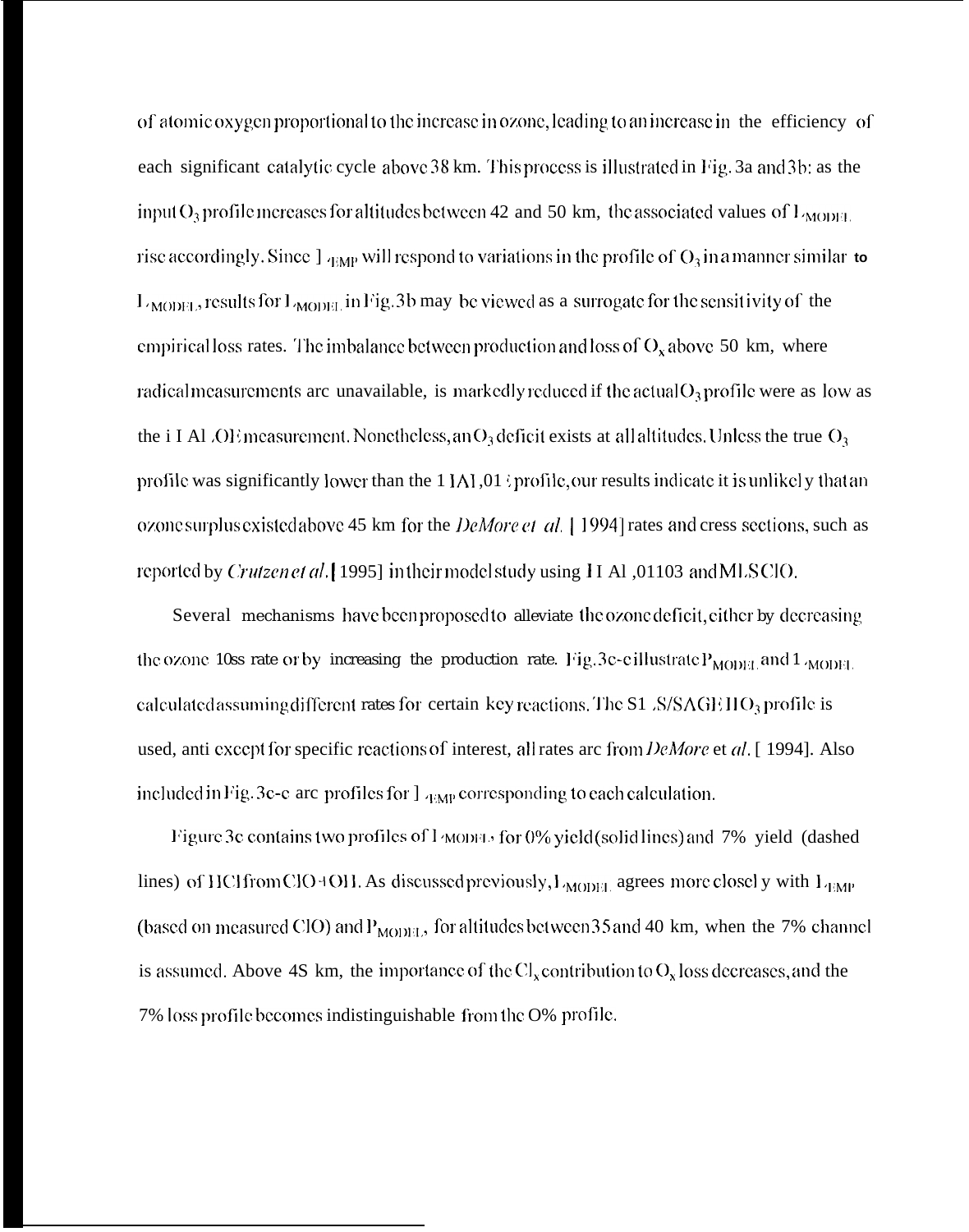of atomic oxygen proportional to the increase in ozone, leading to an increase in the efficiency of each significant catalytic cycle above 38 km. This process is illustrated in Fig. 3a and 3b: as the input $O_3$ profile increases for altitudes between 42 and 50 km, the associated values of $L_{MODEL}$ rise accordingly. Since $L_{EMP}$ will respond to variations in the profile of $O_3$ in a manner similar to $L_{MODEL}$, results for $L_{MODEL}$ in Fig. 3b may be viewed as a surrogate for the sensitivity of the empirical loss rates. The imbalance between production and loss of $O_x$ above 50 km, where radical measurements are unavailable, is markedly reduced if the actual $O_3$ profile were as low as the HALOE measurement. Nonetheless, an $O_3$ deficit exists at all altitudes. Unless the true $O_3$ profile was significantly lower than the HALOE profile, our results indicate it is unlikely that an ozone surplus existed above 45 km for the *DeMore et al.* [1994] rates and cross sections, such as reported by *Crutzen et al.* [1995] in their model study using HALOE $O_3$ and MLS ClO.

Several mechanisms have been proposed to alleviate the ozone deficit, either by decreasing the ozone loss rate or by increasing the production rate. Fig. 3c-e illustrate $P_{MODEL}$ and $L_{MODEL}$ calculated assuming different rates for certain key reactions. The SLS/SAGE II $O_3$ profile is used, and except for specific reactions of interest, all rates are from *DeMore et al.* [1994]. Also included in Fig. 3c-e are profiles for $L_{EMP}$ corresponding to each calculation.

Figure 3c contains two profiles of $L_{MODEL}$ for 0% yield (solid lines) and 7% yield (dashed lines) of HCl from ClO+OH. As discussed previously, $L_{MODEL}$ agrees more closely with $L_{EMP}$ (based on measured ClO) and $P_{MODEL}$, for altitudes between 35 and 40 km, when the 7% channel is assumed. Above 45 km, the importance of the $Cl_x$ contribution to $O_x$ loss decreases, and the 7% loss profile becomes indistinguishable from the 0% profile.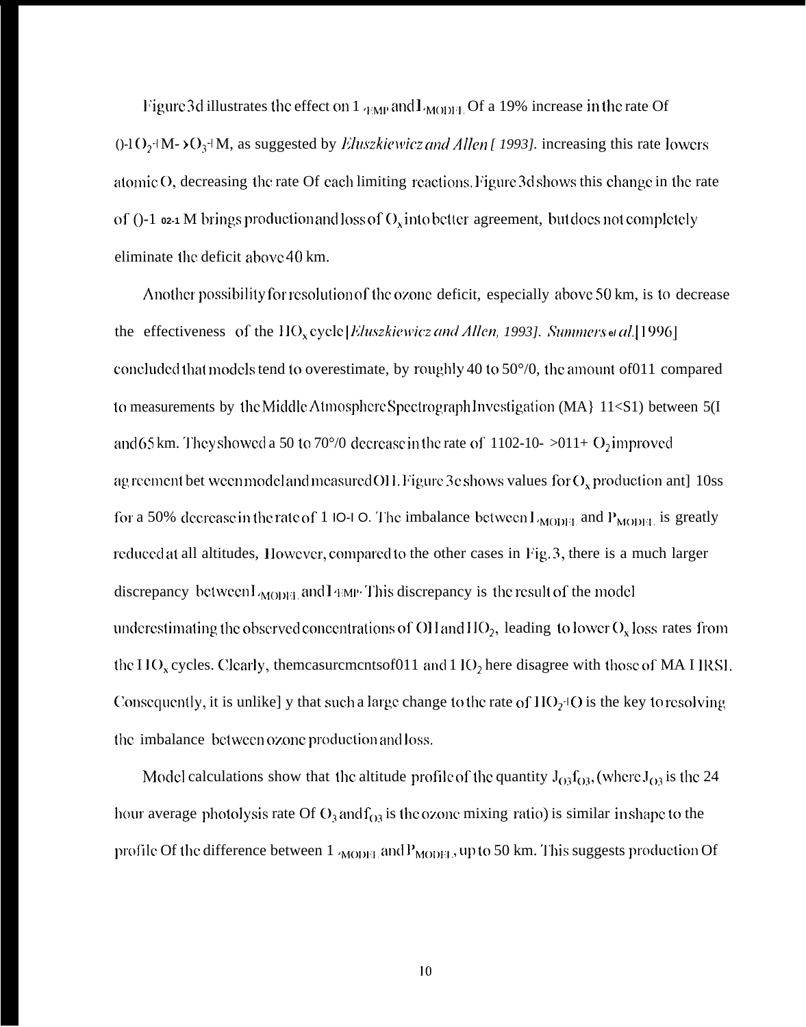Figure 3d illustrates the effect on $L_{TEMP}$ and $L_{MODEL}$ of a 19% increase in the rate of $O + O_2 + M \rightarrow O_3 + M$, as suggested by *Eluszkiewicz and Allen [1993]*. Increasing this rate lowers atomic O, decreasing the rate of each limiting reactions. Figure 3d shows this change in the rate of $O + O_2 + M$ brings production and loss of $O_x$ into better agreement, but does not completely eliminate the deficit above 40 km.

Another possibility for resolution of the ozone deficit, especially above 50 km, is to decrease the effectiveness of the $HO_x$ cycle [*Eluszkiewicz and Allen, 1993*]. *Summers et al.* [1996] concluded that models tend to overestimate, by roughly 40 to 50%, the amount of OH compared to measurements by the Middle Atmosphere Spectrograph Investigation (MAHRSI) between 50 and 65 km. They showed a 50 to 70% decrease in the rate of $HO_2 + O \rightarrow OH + O_2$ improved agreement between model and measured OH. Figure 3e shows values for $O_x$ production and loss for a 50% decrease in the rate of $HO_2 + O$. The imbalance between $L_{MODEL}$ and $P_{MODEL}$ is greatly reduced at all altitudes, However, compared to the other cases in Fig. 3, there is a much larger discrepancy between $L_{MODEL}$ and $L_{TEMP}$. This discrepancy is the result of the model underestimating the observed concentrations of OH and $HO_2$, leading to lower $O_x$ loss rates from the $HO_x$ cycles. Clearly, the measurements of OH and $HO_2$ here disagree with those of MAHRSI. Consequently, it is unlikely that such a large change to the rate of $HO_2 + O$ is the key to resolving the imbalance between ozone production and loss.

Model calculations show that the altitude profile of the quantity $J_{O3} f_{O3}$, (where $J_{O3}$ is the 24 hour average photolysis rate of $O_3$ and $f_{O3}$ is the ozone mixing ratio) is similar in shape to the profile of the difference between $L_{MODEL}$ and $P_{MODEL}$, up to 50 km. This suggests production of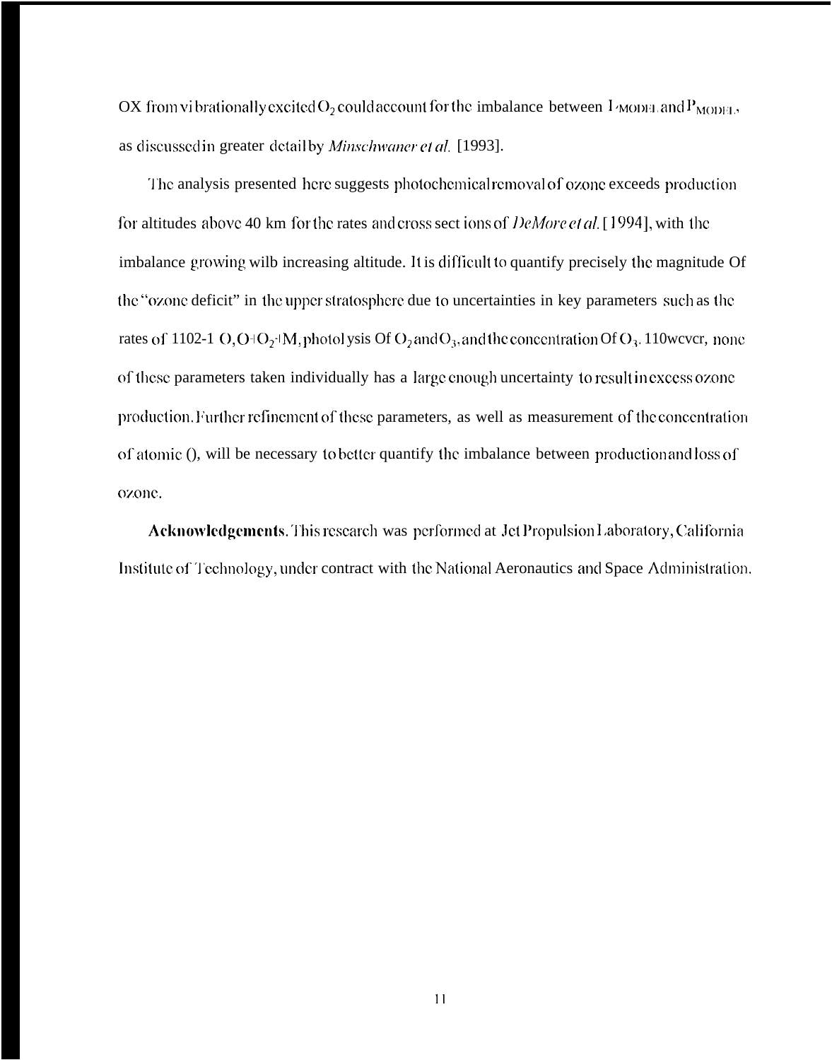OX from vibrationally excited $O_2$ could account for the imbalance between $L_{MODEL}$ and $P_{MODEL}$, as discussed in greater detail by *Minschwaner et al.* [1993].

The analysis presented here suggests photochemical removal of ozone exceeds production for altitudes above 40 km for the rates and cross sections of *DeMore et al.* [1994], with the imbalance growing with increasing altitude. It is difficult to quantify precisely the magnitude of the "ozone deficit" in the upper stratosphere due to uncertainties in key parameters such as the rates of $HO_2+O$, $O+O_2+M$, photolysis of $O_2$ and $O_3$, and the concentration of $O_3$. However, none of these parameters taken individually has a large enough uncertainty to result in excess ozone production. Further refinement of these parameters, as well as measurement of the concentration of atomic O, will be necessary to better quantify the imbalance between production and loss of ozone.

**Acknowledgements.** This research was performed at Jet Propulsion Laboratory, California Institute of Technology, under contract with the National Aeronautics and Space Administration.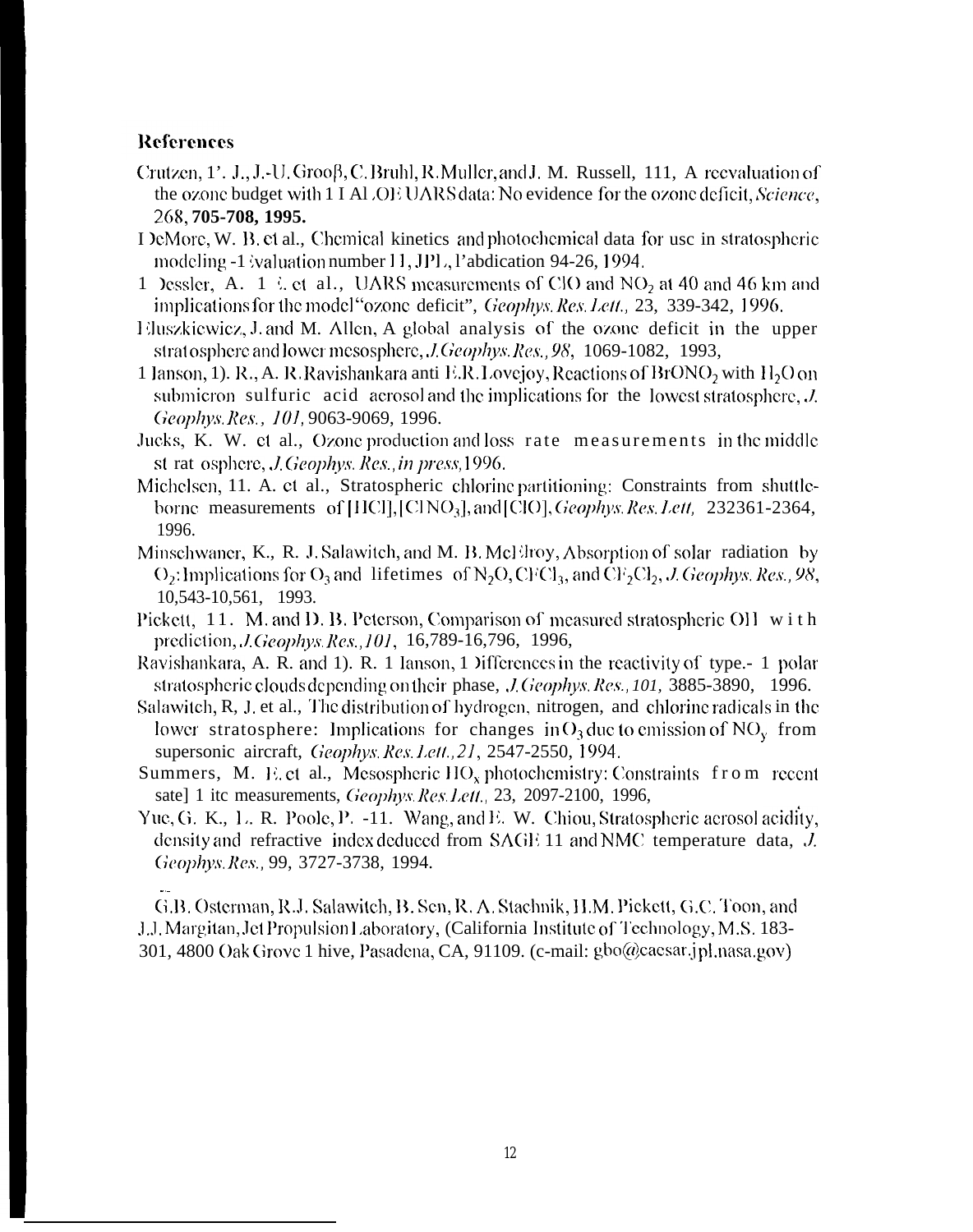## References

Crutzen, P. J., J.-U. Grooβ, C. Bruhl, R. Muller, and J. M. Russell, III, A reevaluation of the ozone budget with HALOE UARS data: No evidence for the ozone deficit, *Science*, 268, **705-708, 1995.**

DeMore, W. B. et al., Chemical kinetics and photochemical data for use in stratospheric modeling - Evaluation number 11, JPL Publication 94-26, 1994.

Dessler, A. E. et al., UARS measurements of ClO and $NO_2$ at 40 and 46 km and implications for the model "ozone deficit", *Geophys. Res. Lett.*, 23, 339-342, 1996.

Eluszkiewicz, J. and M. Allen, A global analysis of the ozone deficit in the upper stratosphere and lower mesosphere, *J. Geophys. Res., 98*, 1069-1082, 1993,

Hanson, D. R., A. R. Ravishankara and E.R. Lovejoy, Reactions of $BrONO_2$ with $H_2O$ on submicron sulfuric acid aerosol and the implications for the lowest stratosphere, *J. Geophys. Res., 101*, 9063-9069, 1996.

Jucks, K. W. et al., Ozone production and loss rate measurements in the middle stratosphere, *J. Geophys. Res., in press*, 1996.

Michelsen, H. A. et al., Stratospheric chlorine partitioning: Constraints from shuttle-borne measurements of [HCl], [$ClNO_3$], and [ClO], *Geophys. Res. Lett*, 232361-2364, 1996.

Minschwaner, K., R. J. Salawitch, and M. B. McElroy, Absorption of solar radiation by $O_2$: Implications for $O_3$ and lifetimes of $N_2O$, $CFCl_3$, and $CF_2Cl_2$, *J. Geophys. Res., 98*, 10,543-10,561, 1993.

Pickett, H. M. and D. B. Peterson, Comparison of measured stratospheric OH with prediction, *J. Geophys. Res., 101*, 16,789-16,796, 1996,

Ravishankara, A. R. and D. R. Hanson, Differences in the reactivity of type-1 polar stratospheric clouds depending on their phase, *J. Geophys. Res., 101*, 3885-3890, 1996.

Salawitch, R. J. et al., The distribution of hydrogen, nitrogen, and chlorine radicals in the lower stratosphere: Implications for changes in $O_3$ due to emission of $NO_y$ from supersonic aircraft, *Geophys. Res. Lett., 21*, 2547-2550, 1994.

Summers, M. E. et al., Mesospheric $HO_x$ photochemistry: Constraints from recent satellite measurements, *Geophys. Res. Lett.*, 23, 2097-2100, 1996,

Yue, G. K., L. R. Poole, P.-H. Wang, and E. W. Chiou, Stratospheric aerosol acidity, density and refractive index deduced from SAGE II and NMC temperature data, *J. Geophys. Res.*, 99, 3727-3738, 1994.

G.B. Osterman, R.J. Salawitch, B. Sen, R. A. Stachnik, H.M. Pickett, G.C. Toon, and J.J. Margitan, Jet Propulsion Laboratory, (California Institute of Technology, M.S. 183-301, 4800 Oak Grove Drive, Pasadena, CA, 91109. (e-mail: gbo@caesar.jpl.nasa.gov)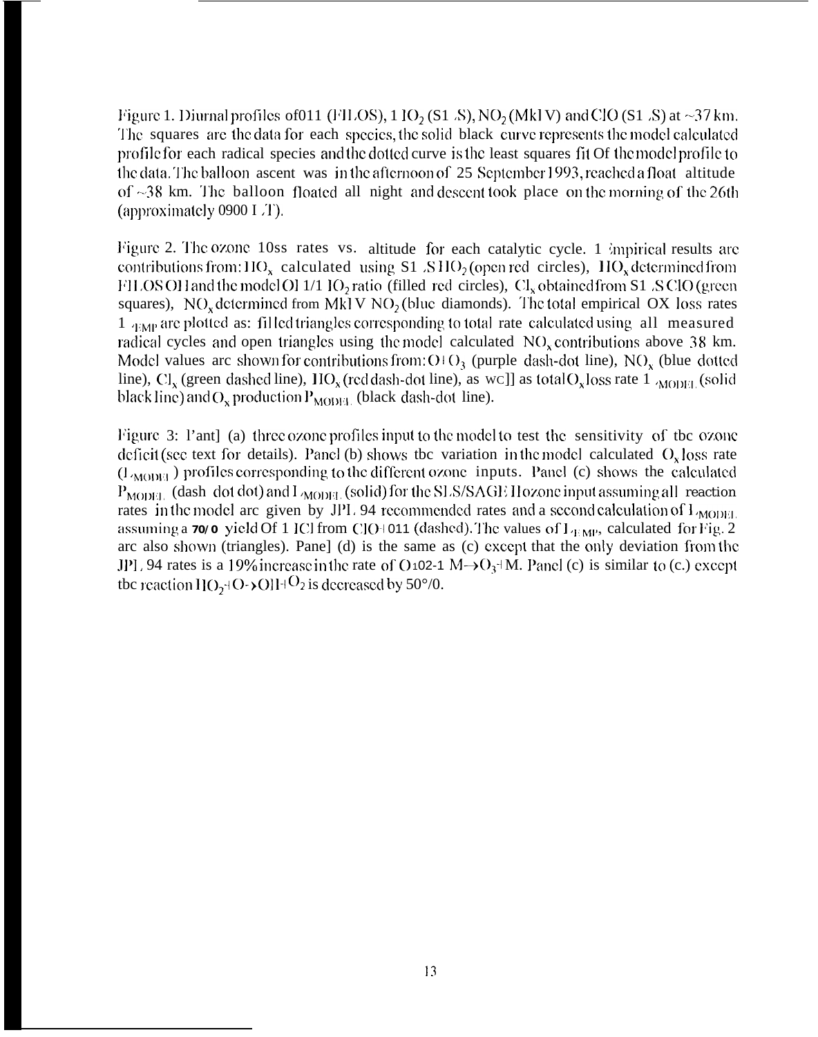Figure 1. Diurnal profiles of OH (FILOS), $HO_2$ (SLS), $NO_2$ (MkIV) and ClO (SLS) at ~37 km. The squares are the data for each species, the solid black curve represents the model calculated profile for each radical species and the dotted curve is the least squares fit of the model profile to the data. The balloon ascent was in the afternoon of 25 September 1993, reached a float altitude of ~38 km. The balloon floated all night and descent took place on the morning of the 26th (approximately 0900 LT).

Figure 2. The ozone loss rates vs. altitude for each catalytic cycle. Empirical results are contributions from: $HO_x$ calculated using SLS $HO_2$ (open red circles), $HO_x$ determined from FILOS OH and the model OH/$HO_2$ ratio (filled red circles), $Cl_x$ obtained from SLS ClO (green squares), $NO_x$ determined from MkIV $NO_2$ (blue diamonds). The total empirical OX loss rates $L_{EMP}$ are plotted as: filled triangles corresponding to total rate calculated using all measured radical cycles and open triangles using the model calculated $NO_x$ contributions above 38 km. Model values are shown for contributions from: $O+O_3$ (purple dash-dot line), $NO_x$ (blue dotted line), $Cl_x$ (green dashed line), $HO_x$ (red dash-dot line), as well as total $O_x$ loss rate $L_{MODEL}$ (solid black line) and $O_x$ production $P_{MODEL}$ (black dash-dot line).

Figure 3: Panel (a) three ozone profiles input to the model to test the sensitivity of the ozone deficit (see text for details). Panel (b) shows the variation in the model calculated $O_x$ loss rate ($L_{MODEL}$) profiles corresponding to the different ozone inputs. Panel (c) shows the calculated $P_{MODEL}$ (dash dot dot) and $L_{MODEL}$ (solid) for the SLS/SAGE II ozone input assuming all reaction rates in the model are given by JPL 94 recommended rates and a second calculation of $L_{MODEL}$ assuming a 7% yield of HCl from ClO+OH (dashed). The values of $L_{EMP}$, calculated for Fig. 2 are also shown (triangles). Panel (d) is the same as (c) except that the only deviation from the JPL 94 rates is a 19% increase in the rate of $O+O_2+M \rightarrow O_3+M$. Panel (e) is similar to (c) except the reaction $HO_2+O \rightarrow OH+O_2$ is decreased by 50%.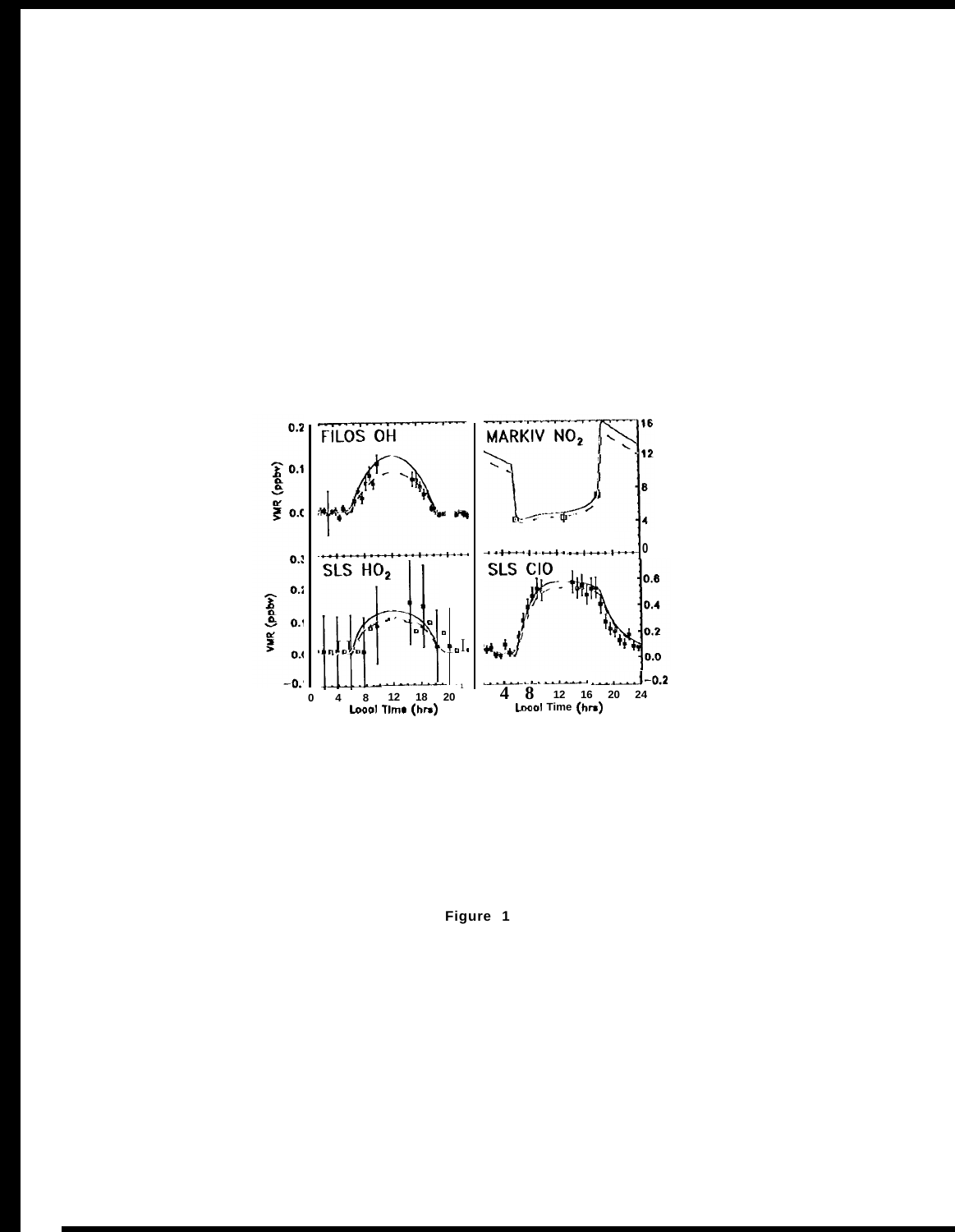Figure 1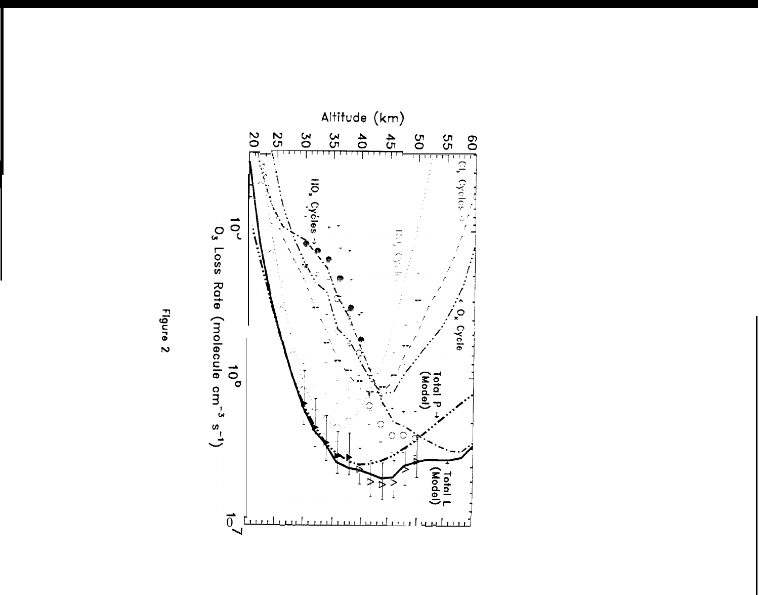Figure 2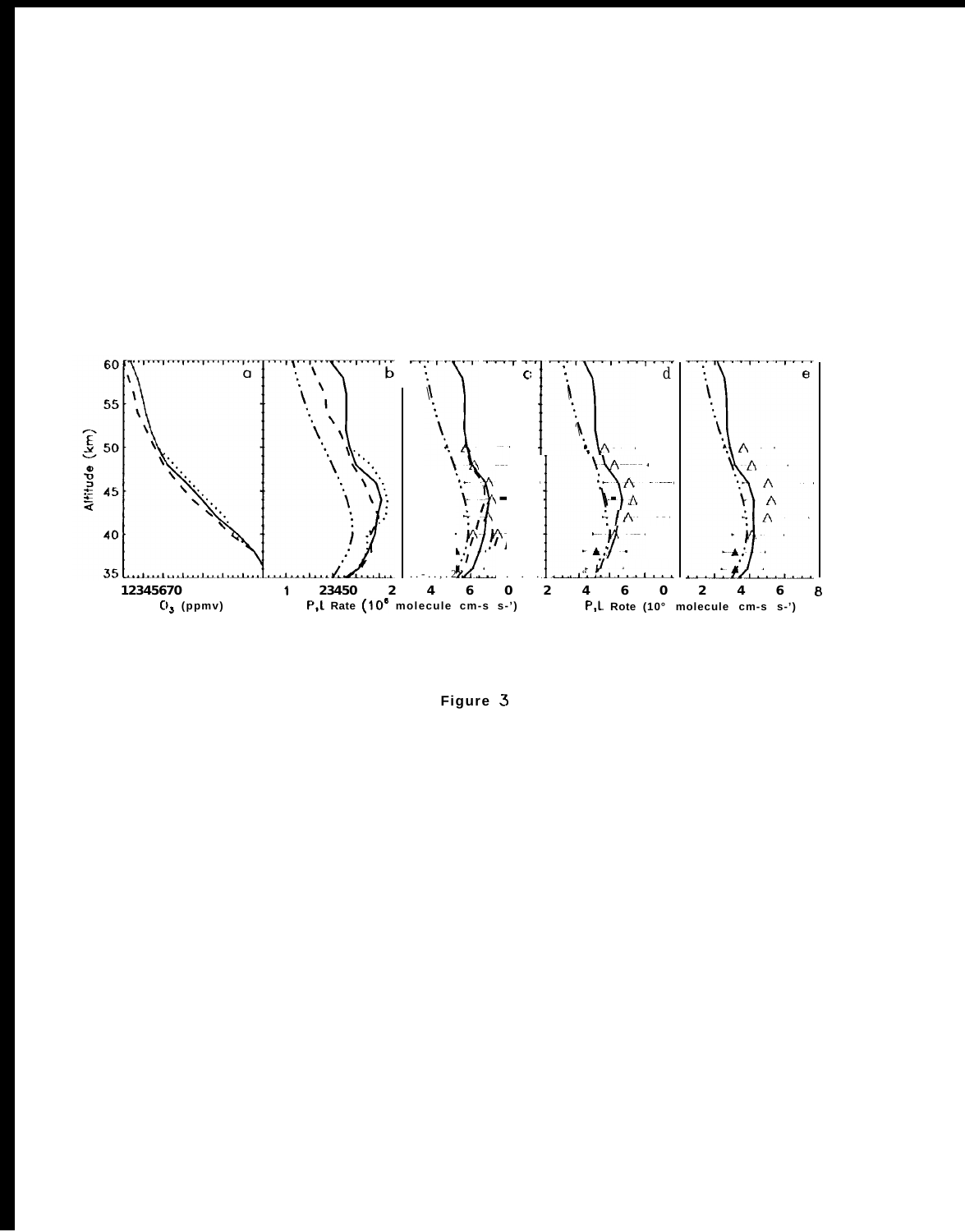60
55
50
45
40
35

Altitude (km)

a

b

c

d

e

12345670

$O_3$ (ppmv)

1 23450 2 4 6 0 2 4 6 0 2 4 6 8

P,L Rate ($10^6$ molecule cm-s s-')

P,L Rote (10° molecule cm-s s-')

Figure 3